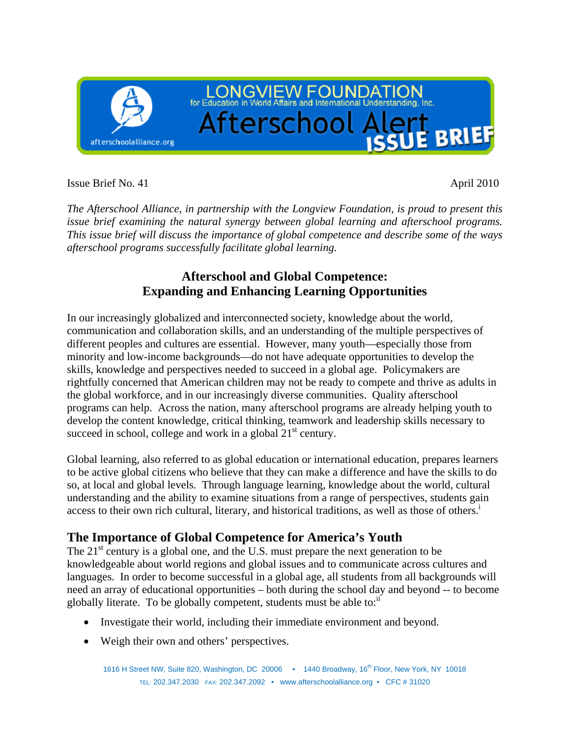LONGVIEW FOUNDATION
for Education in World Affairs and International Understanding, Inc.

Afterschool Alert ISSUE BRIEF

afterschoolalliance.org

Issue Brief No. 41 April 2010

*The Afterschool Alliance, in partnership with the Longview Foundation, is proud to present this issue brief examining the natural synergy between global learning and afterschool programs. This issue brief will discuss the importance of global competence and describe some of the ways afterschool programs successfully facilitate global learning.*

## Afterschool and Global Competence: Expanding and Enhancing Learning Opportunities

In our increasingly globalized and interconnected society, knowledge about the world, communication and collaboration skills, and an understanding of the multiple perspectives of different peoples and cultures are essential. However, many youth—especially those from minority and low-income backgrounds—do not have adequate opportunities to develop the skills, knowledge and perspectives needed to succeed in a global age. Policymakers are rightfully concerned that American children may not be ready to compete and thrive as adults in the global workforce, and in our increasingly diverse communities. Quality afterschool programs can help. Across the nation, many afterschool programs are already helping youth to develop the content knowledge, critical thinking, teamwork and leadership skills necessary to succeed in school, college and work in a global 21st century.

Global learning, also referred to as global education or international education, prepares learners to be active global citizens who believe that they can make a difference and have the skills to do so, at local and global levels. Through language learning, knowledge about the world, cultural understanding and the ability to examine situations from a range of perspectives, students gain access to their own rich cultural, literary, and historical traditions, as well as those of others.[i]

## The Importance of Global Competence for America's Youth

The 21st century is a global one, and the U.S. must prepare the next generation to be knowledgeable about world regions and global issues and to communicate across cultures and languages. In order to become successful in a global age, all students from all backgrounds will need an array of educational opportunities – both during the school day and beyond -- to become globally literate. To be globally competent, students must be able to:[ii]

- Investigate their world, including their immediate environment and beyond.
- Weigh their own and others' perspectives.

1616 H Street NW, Suite 820, Washington, DC 20006 • 1440 Broadway, 16th Floor, New York, NY 10018
TEL: 202.347.2030 FAX: 202.347.2092 • www.afterschoolalliance.org • CFC # 31020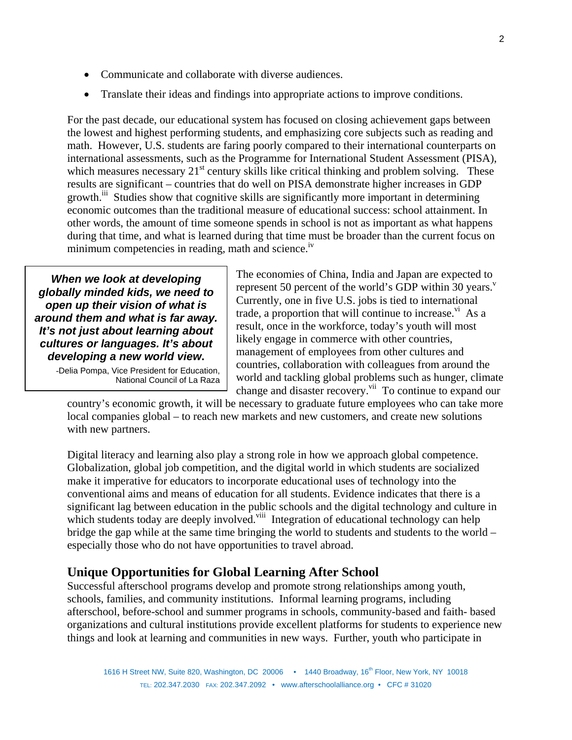- Communicate and collaborate with diverse audiences.
- Translate their ideas and findings into appropriate actions to improve conditions.

For the past decade, our educational system has focused on closing achievement gaps between the lowest and highest performing students, and emphasizing core subjects such as reading and math. However, U.S. students are faring poorly compared to their international counterparts on international assessments, such as the Programme for International Student Assessment (PISA), which measures necessary 21st century skills like critical thinking and problem solving. These results are significant – countries that do well on PISA demonstrate higher increases in GDP growth.[iii] Studies show that cognitive skills are significantly more important in determining economic outcomes than the traditional measure of educational success: school attainment. In other words, the amount of time someone spends in school is not as important as what happens during that time, and what is learned during that time must be broader than the current focus on minimum competencies in reading, math and science.[iv]

> ***When we look at developing globally minded kids, we need to open up their vision of what is around them and what is far away. It's not just about learning about cultures or languages. It's about developing a new world view.***
>
> -Delia Pompa, Vice President for Education, National Council of La Raza

The economies of China, India and Japan are expected to represent 50 percent of the world's GDP within 30 years.[v] Currently, one in five U.S. jobs is tied to international trade, a proportion that will continue to increase.[vi] As a result, once in the workforce, today's youth will most likely engage in commerce with other countries, management of employees from other cultures and countries, collaboration with colleagues from around the world and tackling global problems such as hunger, climate change and disaster recovery.[vii] To continue to expand our country's economic growth, it will be necessary to graduate future employees who can take more local companies global – to reach new markets and new customers, and create new solutions with new partners.

Digital literacy and learning also play a strong role in how we approach global competence. Globalization, global job competition, and the digital world in which students are socialized make it imperative for educators to incorporate educational uses of technology into the conventional aims and means of education for all students. Evidence indicates that there is a significant lag between education in the public schools and the digital technology and culture in which students today are deeply involved.[viii] Integration of educational technology can help bridge the gap while at the same time bringing the world to students and students to the world – especially those who do not have opportunities to travel abroad.

## Unique Opportunities for Global Learning After School

Successful afterschool programs develop and promote strong relationships among youth, schools, families, and community institutions. Informal learning programs, including afterschool, before-school and summer programs in schools, community-based and faith- based organizations and cultural institutions provide excellent platforms for students to experience new things and look at learning and communities in new ways. Further, youth who participate in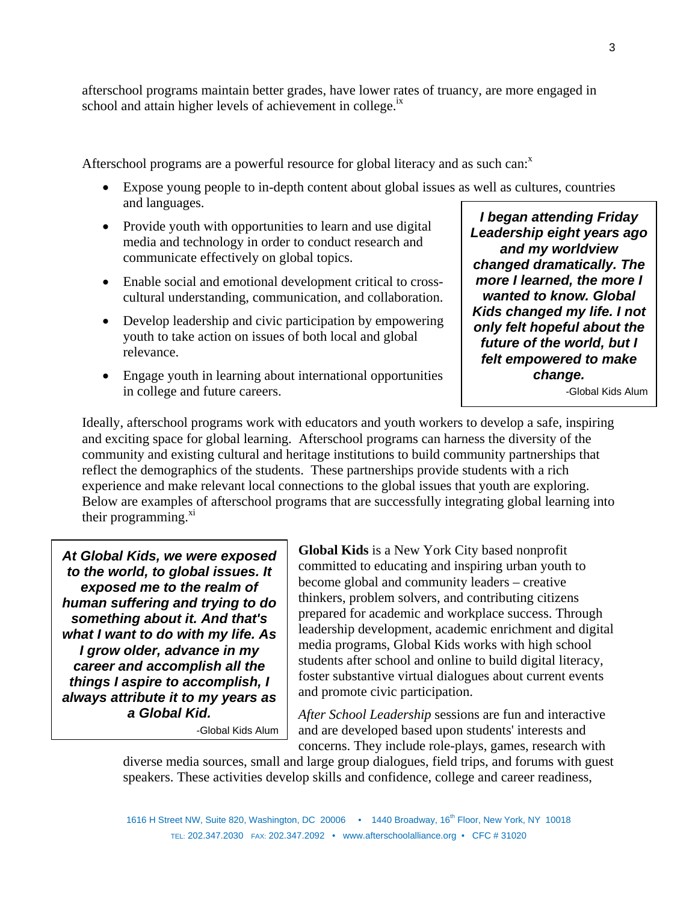afterschool programs maintain better grades, have lower rates of truancy, are more engaged in school and attain higher levels of achievement in college.[ix]

Afterschool programs are a powerful resource for global literacy and as such can:[x]

- Expose young people to in-depth content about global issues as well as cultures, countries and languages.
- Provide youth with opportunities to learn and use digital media and technology in order to conduct research and communicate effectively on global topics.
- Enable social and emotional development critical to cross-cultural understanding, communication, and collaboration.
- Develop leadership and civic participation by empowering youth to take action on issues of both local and global relevance.
- Engage youth in learning about international opportunities in college and future careers.

> ***I began attending Friday Leadership eight years ago and my worldview changed dramatically. The more I learned, the more I wanted to know. Global Kids changed my life. I not only felt hopeful about the future of the world, but I felt empowered to make change.***
>
> -Global Kids Alum

Ideally, afterschool programs work with educators and youth workers to develop a safe, inspiring and exciting space for global learning. Afterschool programs can harness the diversity of the community and existing cultural and heritage institutions to build community partnerships that reflect the demographics of the students. These partnerships provide students with a rich experience and make relevant local connections to the global issues that youth are exploring. Below are examples of afterschool programs that are successfully integrating global learning into their programming.[xi]

> ***At Global Kids, we were exposed to the world, to global issues. It exposed me to the realm of human suffering and trying to do something about it. And that's what I want to do with my life. As I grow older, advance in my career and accomplish all the things I aspire to accomplish, I always attribute it to my years as a Global Kid.***
>
> -Global Kids Alum

**Global Kids** is a New York City based nonprofit committed to educating and inspiring urban youth to become global and community leaders – creative thinkers, problem solvers, and contributing citizens prepared for academic and workplace success. Through leadership development, academic enrichment and digital media programs, Global Kids works with high school students after school and online to build digital literacy, foster substantive virtual dialogues about current events and promote civic participation.

*After School Leadership* sessions are fun and interactive and are developed based upon students' interests and concerns. They include role-plays, games, research with diverse media sources, small and large group dialogues, field trips, and forums with guest speakers. These activities develop skills and confidence, college and career readiness,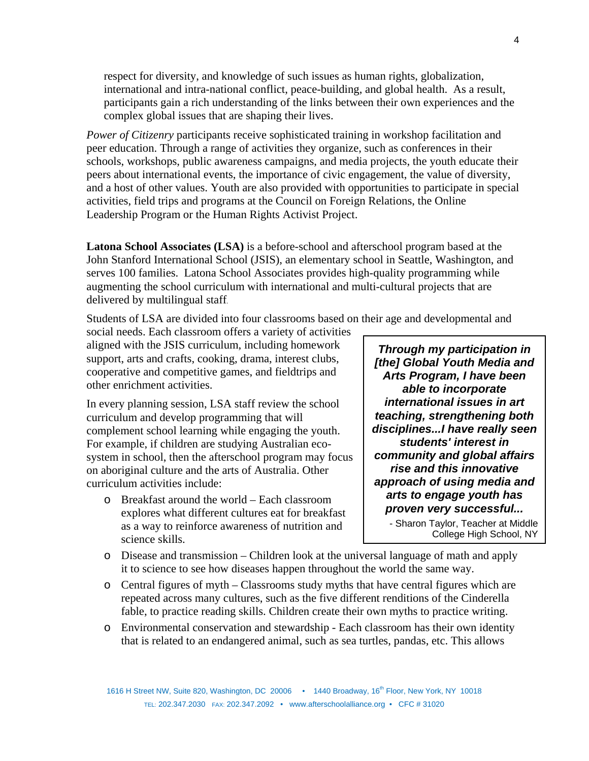respect for diversity, and knowledge of such issues as human rights, globalization, international and intra-national conflict, peace-building, and global health. As a result, participants gain a rich understanding of the links between their own experiences and the complex global issues that are shaping their lives.

*Power of Citizenry* participants receive sophisticated training in workshop facilitation and peer education. Through a range of activities they organize, such as conferences in their schools, workshops, public awareness campaigns, and media projects, the youth educate their peers about international events, the importance of civic engagement, the value of diversity, and a host of other values. Youth are also provided with opportunities to participate in special activities, field trips and programs at the Council on Foreign Relations, the Online Leadership Program or the Human Rights Activist Project.

**Latona School Associates (LSA)** is a before-school and afterschool program based at the John Stanford International School (JSIS), an elementary school in Seattle, Washington, and serves 100 families. Latona School Associates provides high-quality programming while augmenting the school curriculum with international and multi-cultural projects that are delivered by multilingual staff.

Students of LSA are divided into four classrooms based on their age and developmental and social needs. Each classroom offers a variety of activities aligned with the JSIS curriculum, including homework support, arts and crafts, cooking, drama, interest clubs, cooperative and competitive games, and fieldtrips and other enrichment activities.

In every planning session, LSA staff review the school curriculum and develop programming that will complement school learning while engaging the youth. For example, if children are studying Australian eco-system in school, then the afterschool program may focus on aboriginal culture and the arts of Australia. Other curriculum activities include:

- Breakfast around the world – Each classroom explores what different cultures eat for breakfast as a way to reinforce awareness of nutrition and science skills.
- Disease and transmission – Children look at the universal language of math and apply it to science to see how diseases happen throughout the world the same way.
- Central figures of myth – Classrooms study myths that have central figures which are repeated across many cultures, such as the five different renditions of the Cinderella fable, to practice reading skills. Children create their own myths to practice writing.
- Environmental conservation and stewardship - Each classroom has their own identity that is related to an endangered animal, such as sea turtles, pandas, etc. This allows

> ***Through my participation in [the] Global Youth Media and Arts Program, I have been able to incorporate international issues in art teaching, strengthening both disciplines...I have really seen students' interest in community and global affairs rise and this innovative approach of using media and arts to engage youth has proven very successful...***
>
> - Sharon Taylor, Teacher at Middle College High School, NY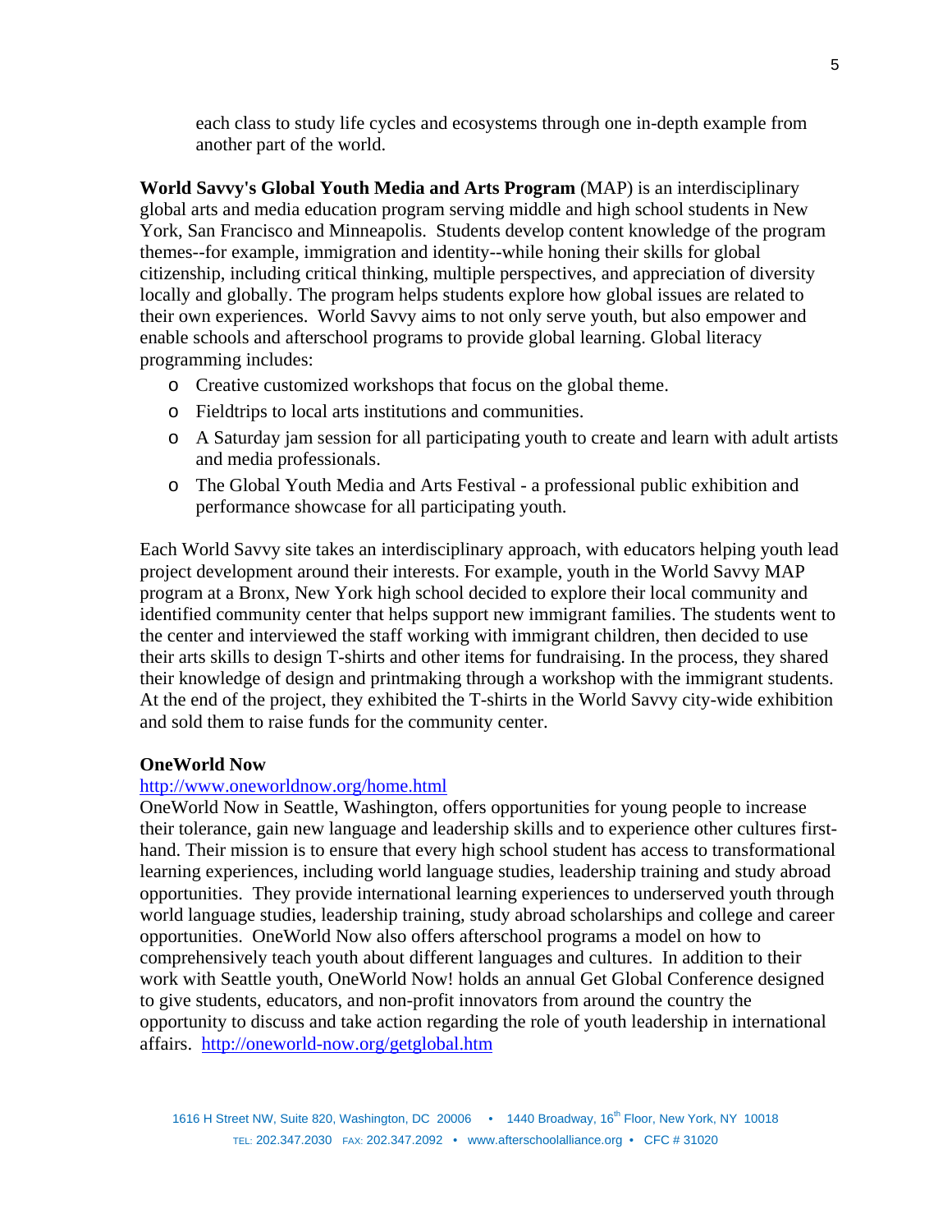each class to study life cycles and ecosystems through one in-depth example from another part of the world.

**World Savvy's Global Youth Media and Arts Program** (MAP) is an interdisciplinary global arts and media education program serving middle and high school students in New York, San Francisco and Minneapolis. Students develop content knowledge of the program themes--for example, immigration and identity--while honing their skills for global citizenship, including critical thinking, multiple perspectives, and appreciation of diversity locally and globally. The program helps students explore how global issues are related to their own experiences. World Savvy aims to not only serve youth, but also empower and enable schools and afterschool programs to provide global learning. Global literacy programming includes:

- Creative customized workshops that focus on the global theme.
- Fieldtrips to local arts institutions and communities.
- A Saturday jam session for all participating youth to create and learn with adult artists and media professionals.
- The Global Youth Media and Arts Festival - a professional public exhibition and performance showcase for all participating youth.

Each World Savvy site takes an interdisciplinary approach, with educators helping youth lead project development around their interests. For example, youth in the World Savvy MAP program at a Bronx, New York high school decided to explore their local community and identified community center that helps support new immigrant families. The students went to the center and interviewed the staff working with immigrant children, then decided to use their arts skills to design T-shirts and other items for fundraising. In the process, they shared their knowledge of design and printmaking through a workshop with the immigrant students. At the end of the project, they exhibited the T-shirts in the World Savvy city-wide exhibition and sold them to raise funds for the community center.

**OneWorld Now**

http://www.oneworldnow.org/home.html

OneWorld Now in Seattle, Washington, offers opportunities for young people to increase their tolerance, gain new language and leadership skills and to experience other cultures first-hand. Their mission is to ensure that every high school student has access to transformational learning experiences, including world language studies, leadership training and study abroad opportunities. They provide international learning experiences to underserved youth through world language studies, leadership training, study abroad scholarships and college and career opportunities. OneWorld Now also offers afterschool programs a model on how to comprehensively teach youth about different languages and cultures. In addition to their work with Seattle youth, OneWorld Now! holds an annual Get Global Conference designed to give students, educators, and non-profit innovators from around the country the opportunity to discuss and take action regarding the role of youth leadership in international affairs. http://oneworld-now.org/getglobal.htm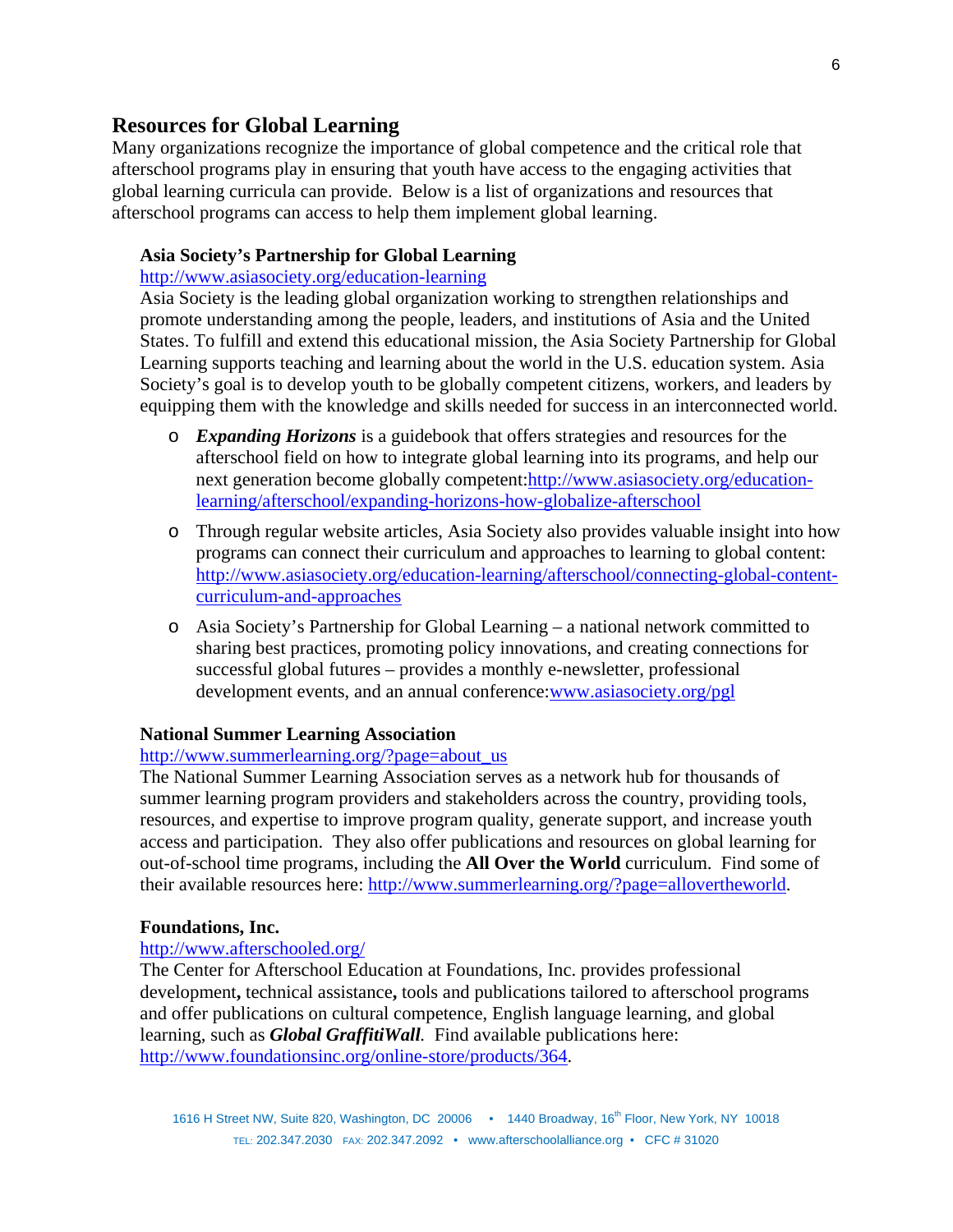## Resources for Global Learning

Many organizations recognize the importance of global competence and the critical role that afterschool programs play in ensuring that youth have access to the engaging activities that global learning curricula can provide. Below is a list of organizations and resources that afterschool programs can access to help them implement global learning.

### Asia Society's Partnership for Global Learning

http://www.asiasociety.org/education-learning

Asia Society is the leading global organization working to strengthen relationships and promote understanding among the people, leaders, and institutions of Asia and the United States. To fulfill and extend this educational mission, the Asia Society Partnership for Global Learning supports teaching and learning about the world in the U.S. education system. Asia Society's goal is to develop youth to be globally competent citizens, workers, and leaders by equipping them with the knowledge and skills needed for success in an interconnected world.

- ***Expanding Horizons*** is a guidebook that offers strategies and resources for the afterschool field on how to integrate global learning into its programs, and help our next generation become globally competent:http://www.asiasociety.org/education-learning/afterschool/expanding-horizons-how-globalize-afterschool
- Through regular website articles, Asia Society also provides valuable insight into how programs can connect their curriculum and approaches to learning to global content: http://www.asiasociety.org/education-learning/afterschool/connecting-global-content-curriculum-and-approaches
- Asia Society's Partnership for Global Learning – a national network committed to sharing best practices, promoting policy innovations, and creating connections for successful global futures – provides a monthly e-newsletter, professional development events, and an annual conference:www.asiasociety.org/pgl

### National Summer Learning Association

http://www.summerlearning.org/?page=about_us

The National Summer Learning Association serves as a network hub for thousands of summer learning program providers and stakeholders across the country, providing tools, resources, and expertise to improve program quality, generate support, and increase youth access and participation. They also offer publications and resources on global learning for out-of-school time programs, including the **All Over the World** curriculum. Find some of their available resources here: http://www.summerlearning.org/?page=allovertheworld.

### Foundations, Inc.

http://www.afterschooled.org/

The Center for Afterschool Education at Foundations, Inc. provides professional development**,** technical assistance**,** tools and publications tailored to afterschool programs and offer publications on cultural competence, English language learning, and global learning, such as ***Global GraffitiWall****.* Find available publications here: http://www.foundationsinc.org/online-store/products/364.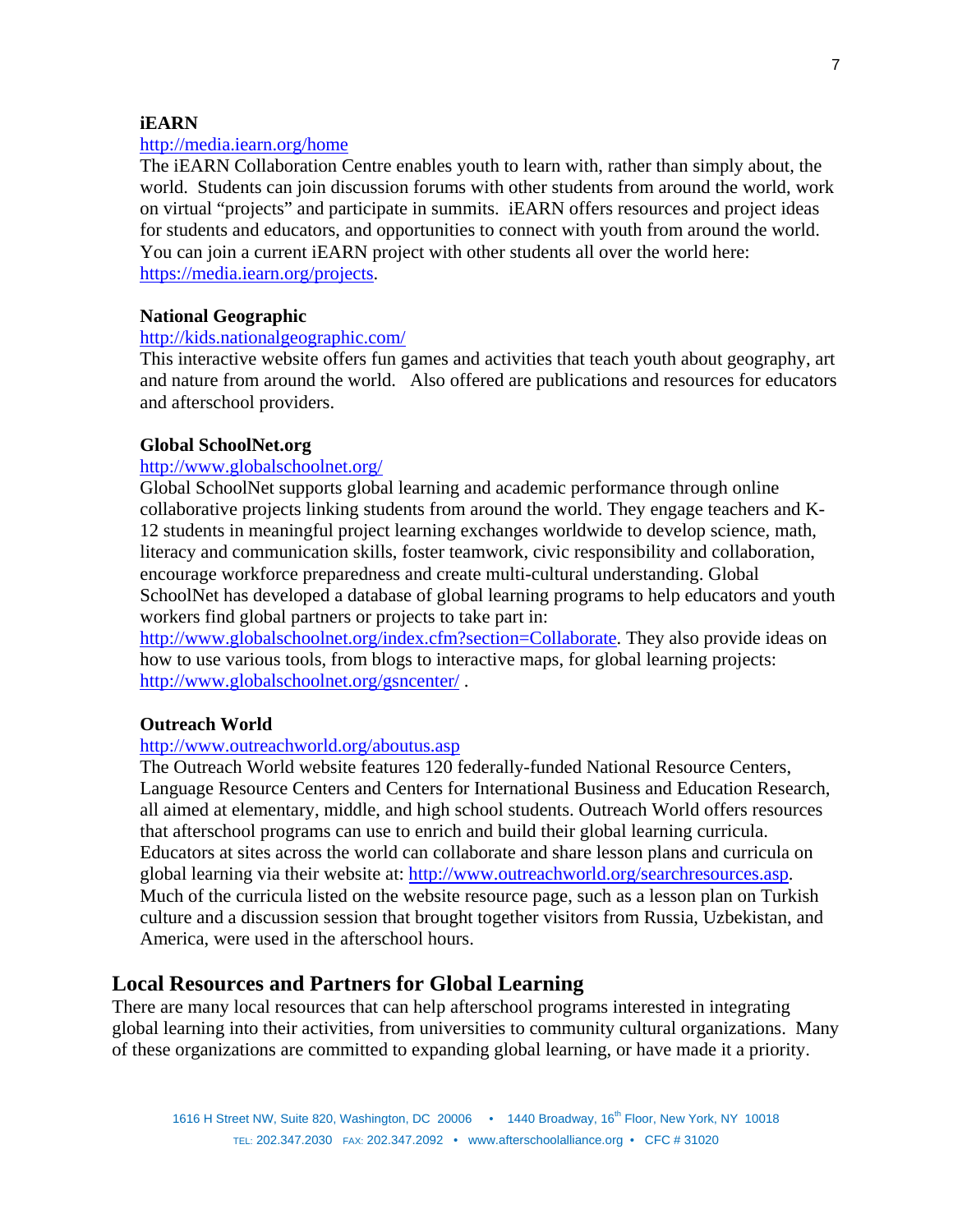### iEARN

http://media.iearn.org/home

The iEARN Collaboration Centre enables youth to learn with, rather than simply about, the world. Students can join discussion forums with other students from around the world, work on virtual "projects" and participate in summits. iEARN offers resources and project ideas for students and educators, and opportunities to connect with youth from around the world. You can join a current iEARN project with other students all over the world here: https://media.iearn.org/projects.

### National Geographic

http://kids.nationalgeographic.com/

This interactive website offers fun games and activities that teach youth about geography, art and nature from around the world. Also offered are publications and resources for educators and afterschool providers.

### Global SchoolNet.org

http://www.globalschoolnet.org/

Global SchoolNet supports global learning and academic performance through online collaborative projects linking students from around the world. They engage teachers and K-12 students in meaningful project learning exchanges worldwide to develop science, math, literacy and communication skills, foster teamwork, civic responsibility and collaboration, encourage workforce preparedness and create multi-cultural understanding. Global SchoolNet has developed a database of global learning programs to help educators and youth workers find global partners or projects to take part in: http://www.globalschoolnet.org/index.cfm?section=Collaborate. They also provide ideas on how to use various tools, from blogs to interactive maps, for global learning projects: http://www.globalschoolnet.org/gsncenter/ .

### Outreach World

http://www.outreachworld.org/aboutus.asp

The Outreach World website features 120 federally-funded National Resource Centers, Language Resource Centers and Centers for International Business and Education Research, all aimed at elementary, middle, and high school students. Outreach World offers resources that afterschool programs can use to enrich and build their global learning curricula. Educators at sites across the world can collaborate and share lesson plans and curricula on global learning via their website at: http://www.outreachworld.org/searchresources.asp. Much of the curricula listed on the website resource page, such as a lesson plan on Turkish culture and a discussion session that brought together visitors from Russia, Uzbekistan, and America, were used in the afterschool hours.

## Local Resources and Partners for Global Learning

There are many local resources that can help afterschool programs interested in integrating global learning into their activities, from universities to community cultural organizations. Many of these organizations are committed to expanding global learning, or have made it a priority.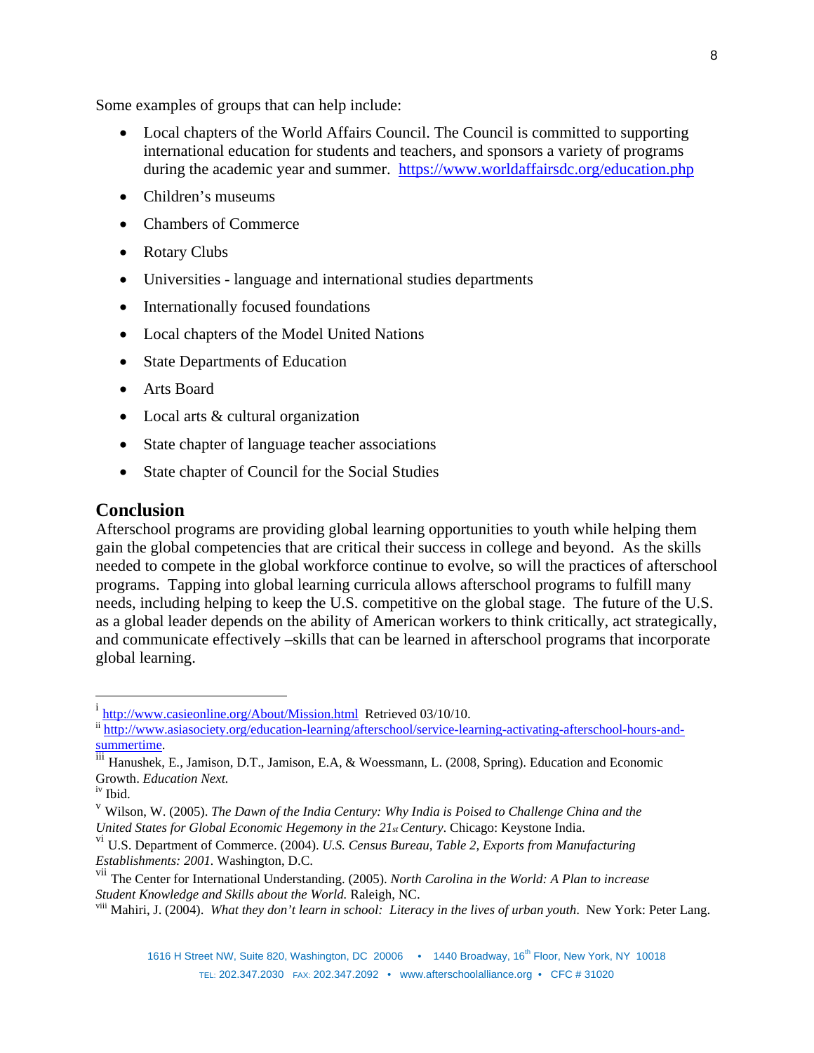Some examples of groups that can help include:

- Local chapters of the World Affairs Council. The Council is committed to supporting international education for students and teachers, and sponsors a variety of programs during the academic year and summer. https://www.worldaffairsdc.org/education.php
- Children's museums
- Chambers of Commerce
- Rotary Clubs
- Universities - language and international studies departments
- Internationally focused foundations
- Local chapters of the Model United Nations
- State Departments of Education
- Arts Board
- Local arts & cultural organization
- State chapter of language teacher associations
- State chapter of Council for the Social Studies

## Conclusion

Afterschool programs are providing global learning opportunities to youth while helping them gain the global competencies that are critical their success in college and beyond. As the skills needed to compete in the global workforce continue to evolve, so will the practices of afterschool programs. Tapping into global learning curricula allows afterschool programs to fulfill many needs, including helping to keep the U.S. competitive on the global stage. The future of the U.S. as a global leader depends on the ability of American workers to think critically, act strategically, and communicate effectively –skills that can be learned in afterschool programs that incorporate global learning.

---

[i] http://www.casieonline.org/About/Mission.html Retrieved 03/10/10.

[ii] http://www.asiasociety.org/education-learning/afterschool/service-learning-activating-afterschool-hours-and-summertime.

[iii] Hanushek, E., Jamison, D.T., Jamison, E.A, & Woessmann, L. (2008, Spring). Education and Economic Growth. *Education Next.*

[iv] Ibid.

[v] Wilson, W. (2005). *The Dawn of the India Century: Why India is Poised to Challenge China and the United States for Global Economic Hegemony in the 21st Century*. Chicago: Keystone India.

[vi] U.S. Department of Commerce. (2004). *U.S. Census Bureau, Table 2, Exports from Manufacturing Establishments: 2001.* Washington, D.C.

[vii] The Center for International Understanding. (2005). *North Carolina in the World: A Plan to increase Student Knowledge and Skills about the World.* Raleigh, NC.

[viii] Mahiri, J. (2004). *What they don't learn in school: Literacy in the lives of urban youth*. New York: Peter Lang.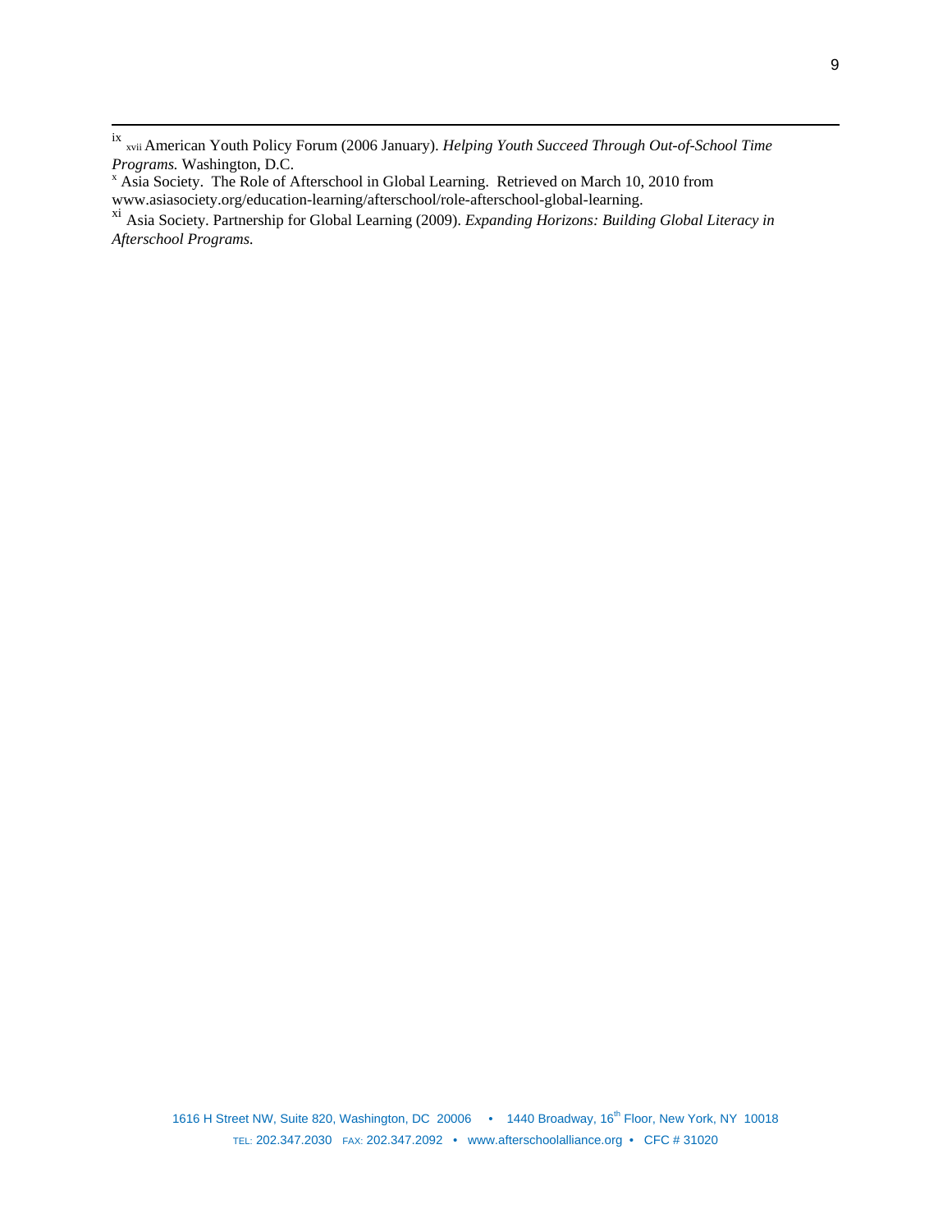[ix] [xvii] American Youth Policy Forum (2006 January). *Helping Youth Succeed Through Out-of-School Time Programs.* Washington, D.C.

[x] Asia Society. The Role of Afterschool in Global Learning. Retrieved on March 10, 2010 from www.asiasociety.org/education-learning/afterschool/role-afterschool-global-learning.

[xi] Asia Society. Partnership for Global Learning (2009). *Expanding Horizons: Building Global Literacy in Afterschool Programs.*